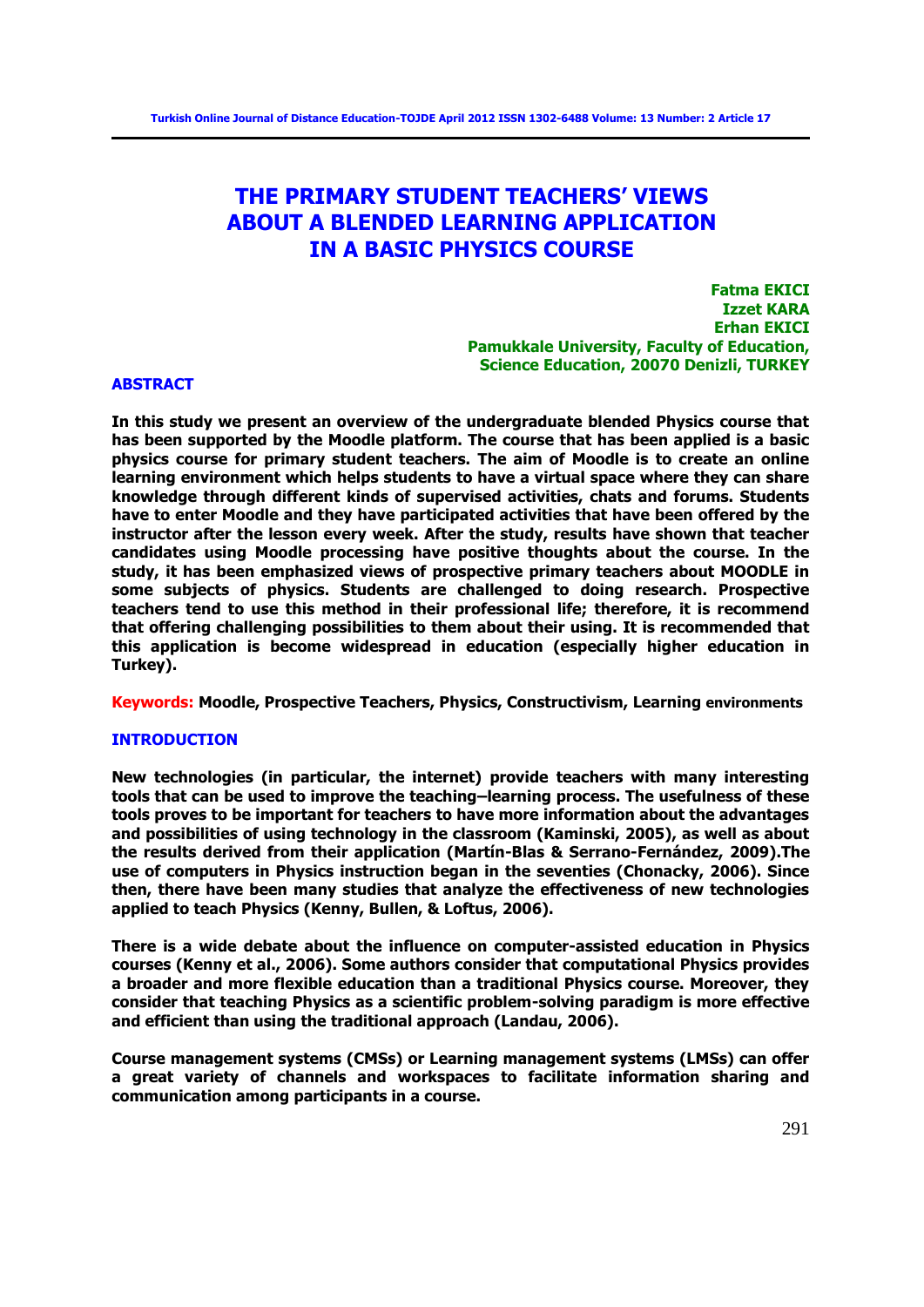# THE PRIMARY STUDENT TEACHERS' VIEWS ABOUT A BLENDED LEARNING APPLICATION IN A BASIC PHYSICS COURSE

**Fatma EKICI**
**Izzet KARA**
**Erhan EKICI**
**Pamukkale University, Faculty of Education, Science Education, 20070 Denizli, TURKEY**

## ABSTRACT

**In this study we present an overview of the undergraduate blended Physics course that has been supported by the Moodle platform. The course that has been applied is a basic physics course for primary student teachers. The aim of Moodle is to create an online learning environment which helps students to have a virtual space where they can share knowledge through different kinds of supervised activities, chats and forums. Students have to enter Moodle and they have participated activities that have been offered by the instructor after the lesson every week. After the study, results have shown that teacher candidates using Moodle processing have positive thoughts about the course. In the study, it has been emphasized views of prospective primary teachers about MOODLE in some subjects of physics. Students are challenged to doing research. Prospective teachers tend to use this method in their professional life; therefore, it is recommend that offering challenging possibilities to them about their using. It is recommended that this application is become widespread in education (especially higher education in Turkey).**

**Keywords:** **Moodle, Prospective Teachers, Physics, Constructivism, Learning environments**

## INTRODUCTION

**New technologies (in particular, the internet) provide teachers with many interesting tools that can be used to improve the teaching–learning process. The usefulness of these tools proves to be important for teachers to have more information about the advantages and possibilities of using technology in the classroom (Kaminski, 2005), as well as about the results derived from their application (Martín-Blas & Serrano-Fernández, 2009).The use of computers in Physics instruction began in the seventies (Chonacky, 2006). Since then, there have been many studies that analyze the effectiveness of new technologies applied to teach Physics (Kenny, Bullen, & Loftus, 2006).**

**There is a wide debate about the influence on computer-assisted education in Physics courses (Kenny et al., 2006). Some authors consider that computational Physics provides a broader and more flexible education than a traditional Physics course. Moreover, they consider that teaching Physics as a scientific problem-solving paradigm is more effective and efficient than using the traditional approach (Landau, 2006).**

**Course management systems (CMSs) or Learning management systems (LMSs) can offer a great variety of channels and workspaces to facilitate information sharing and communication among participants in a course.**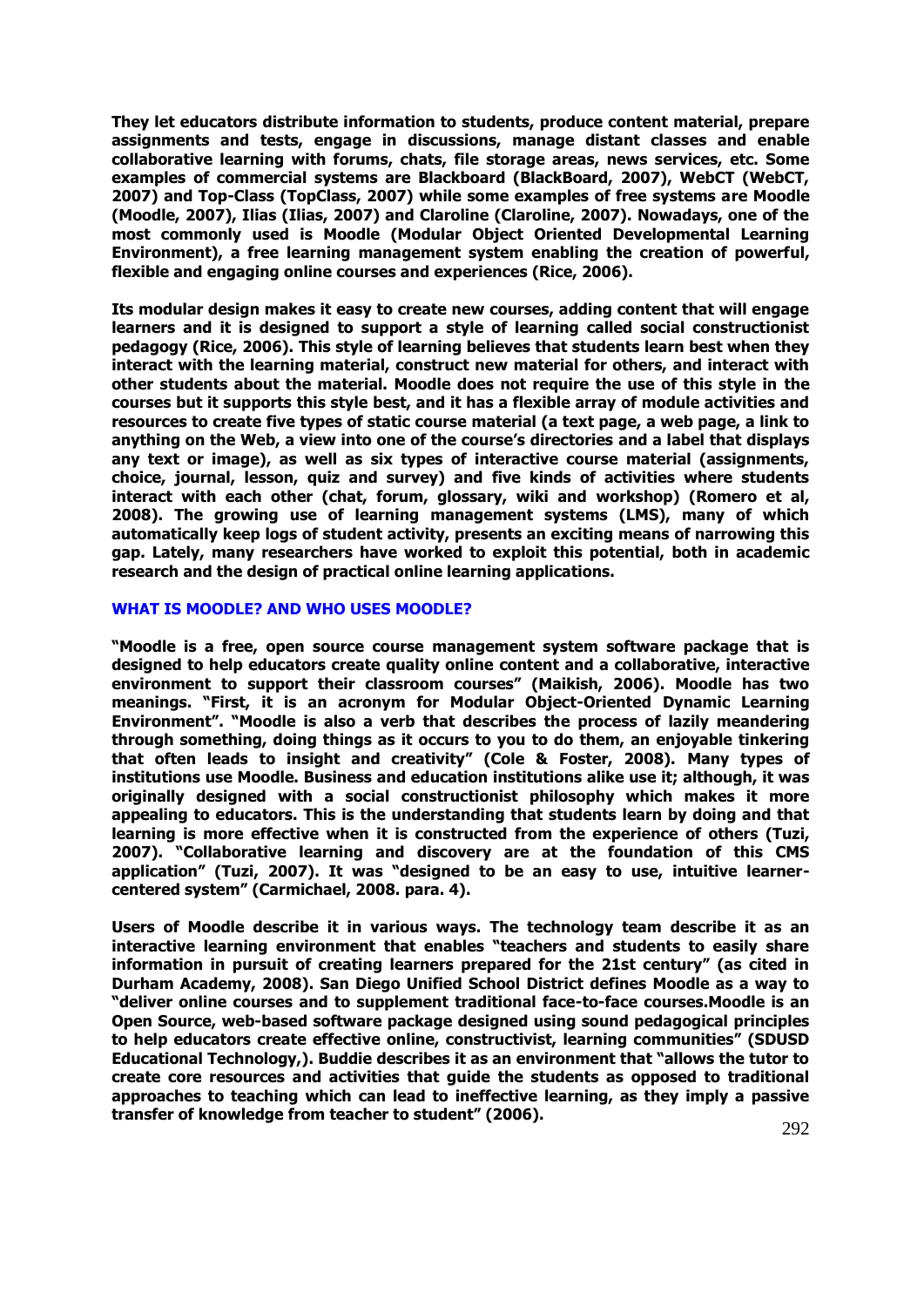**They let educators distribute information to students, produce content material, prepare assignments and tests, engage in discussions, manage distant classes and enable collaborative learning with forums, chats, file storage areas, news services, etc. Some examples of commercial systems are Blackboard (BlackBoard, 2007), WebCT (WebCT, 2007) and Top-Class (TopClass, 2007) while some examples of free systems are Moodle (Moodle, 2007), Ilias (Ilias, 2007) and Claroline (Claroline, 2007). Nowadays, one of the most commonly used is Moodle (Modular Object Oriented Developmental Learning Environment), a free learning management system enabling the creation of powerful, flexible and engaging online courses and experiences (Rice, 2006).**

**Its modular design makes it easy to create new courses, adding content that will engage learners and it is designed to support a style of learning called social constructionist pedagogy (Rice, 2006). This style of learning believes that students learn best when they interact with the learning material, construct new material for others, and interact with other students about the material. Moodle does not require the use of this style in the courses but it supports this style best, and it has a flexible array of module activities and resources to create five types of static course material (a text page, a web page, a link to anything on the Web, a view into one of the course's directories and a label that displays any text or image), as well as six types of interactive course material (assignments, choice, journal, lesson, quiz and survey) and five kinds of activities where students interact with each other (chat, forum, glossary, wiki and workshop) (Romero et al, 2008). The growing use of learning management systems (LMS), many of which automatically keep logs of student activity, presents an exciting means of narrowing this gap. Lately, many researchers have worked to exploit this potential, both in academic research and the design of practical online learning applications.**

## WHAT IS MOODLE? AND WHO USES MOODLE?

**"Moodle is a free, open source course management system software package that is designed to help educators create quality online content and a collaborative, interactive environment to support their classroom courses" (Maikish, 2006). Moodle has two meanings. "First, it is an acronym for Modular Object-Oriented Dynamic Learning Environment". "Moodle is also a verb that describes the process of lazily meandering through something, doing things as it occurs to you to do them, an enjoyable tinkering that often leads to insight and creativity" (Cole & Foster, 2008). Many types of institutions use Moodle. Business and education institutions alike use it; although, it was originally designed with a social constructionist philosophy which makes it more appealing to educators. This is the understanding that students learn by doing and that learning is more effective when it is constructed from the experience of others (Tuzi, 2007). "Collaborative learning and discovery are at the foundation of this CMS application" (Tuzi, 2007). It was "designed to be an easy to use, intuitive learner-centered system" (Carmichael, 2008. para. 4).**

**Users of Moodle describe it in various ways. The technology team describe it as an interactive learning environment that enables "teachers and students to easily share information in pursuit of creating learners prepared for the 21st century" (as cited in Durham Academy, 2008). San Diego Unified School District defines Moodle as a way to "deliver online courses and to supplement traditional face-to-face courses.Moodle is an Open Source, web-based software package designed using sound pedagogical principles to help educators create effective online, constructivist, learning communities" (SDUSD Educational Technology,). Buddie describes it as an environment that "allows the tutor to create core resources and activities that guide the students as opposed to traditional approaches to teaching which can lead to ineffective learning, as they imply a passive transfer of knowledge from teacher to student" (2006).**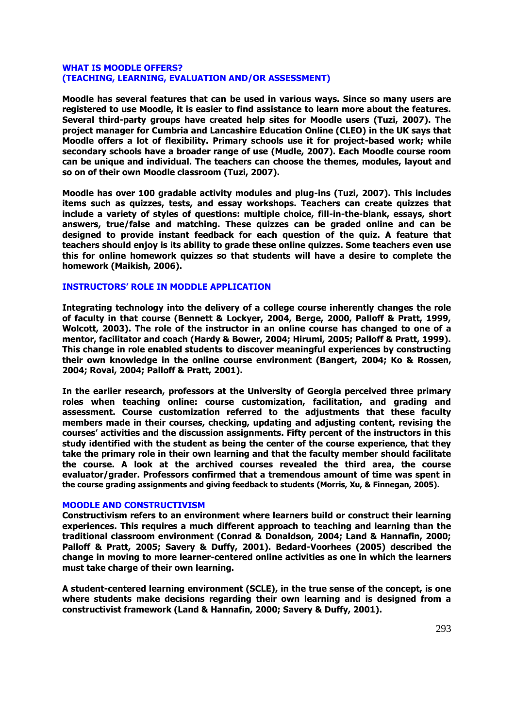## WHAT IS MOODLE OFFERS?
## (TEACHING, LEARNING, EVALUATION AND/OR ASSESSMENT)

**Moodle has several features that can be used in various ways. Since so many users are registered to use Moodle, it is easier to find assistance to learn more about the features. Several third-party groups have created help sites for Moodle users (Tuzi, 2007). The project manager for Cumbria and Lancashire Education Online (CLEO) in the UK says that Moodle offers a lot of flexibility. Primary schools use it for project-based work; while secondary schools have a broader range of use (Mudle, 2007). Each Moodle course room can be unique and individual. The teachers can choose the themes, modules, layout and so on of their own Moodle classroom (Tuzi, 2007).**

**Moodle has over 100 gradable activity modules and plug-ins (Tuzi, 2007). This includes items such as quizzes, tests, and essay workshops. Teachers can create quizzes that include a variety of styles of questions: multiple choice, fill-in-the-blank, essays, short answers, true/false and matching. These quizzes can be graded online and can be designed to provide instant feedback for each question of the quiz. A feature that teachers should enjoy is its ability to grade these online quizzes. Some teachers even use this for online homework quizzes so that students will have a desire to complete the homework (Maikish, 2006).**

## INSTRUCTORS' ROLE IN MODDLE APPLICATION

**Integrating technology into the delivery of a college course inherently changes the role of faculty in that course (Bennett & Lockyer, 2004, Berge, 2000, Palloff & Pratt, 1999, Wolcott, 2003). The role of the instructor in an online course has changed to one of a mentor, facilitator and coach (Hardy & Bower, 2004; Hirumi, 2005; Palloff & Pratt, 1999). This change in role enabled students to discover meaningful experiences by constructing their own knowledge in the online course environment (Bangert, 2004; Ko & Rossen, 2004; Rovai, 2004; Palloff & Pratt, 2001).**

**In the earlier research, professors at the University of Georgia perceived three primary roles when teaching online: course customization, facilitation, and grading and assessment. Course customization referred to the adjustments that these faculty members made in their courses, checking, updating and adjusting content, revising the courses' activities and the discussion assignments. Fifty percent of the instructors in this study identified with the student as being the center of the course experience, that they take the primary role in their own learning and that the faculty member should facilitate the course. A look at the archived courses revealed the third area, the course evaluator/grader. Professors confirmed that a tremendous amount of time was spent in the course grading assignments and giving feedback to students (Morris, Xu, & Finnegan, 2005).**

## MOODLE AND CONSTRUCTIVISM

**Constructivism refers to an environment where learners build or construct their learning experiences. This requires a much different approach to teaching and learning than the traditional classroom environment (Conrad & Donaldson, 2004; Land & Hannafin, 2000; Palloff & Pratt, 2005; Savery & Duffy, 2001). Bedard-Voorhees (2005) described the change in moving to more learner-centered online activities as one in which the learners must take charge of their own learning.**

**A student-centered learning environment (SCLE), in the true sense of the concept, is one where students make decisions regarding their own learning and is designed from a constructivist framework (Land & Hannafin, 2000; Savery & Duffy, 2001).**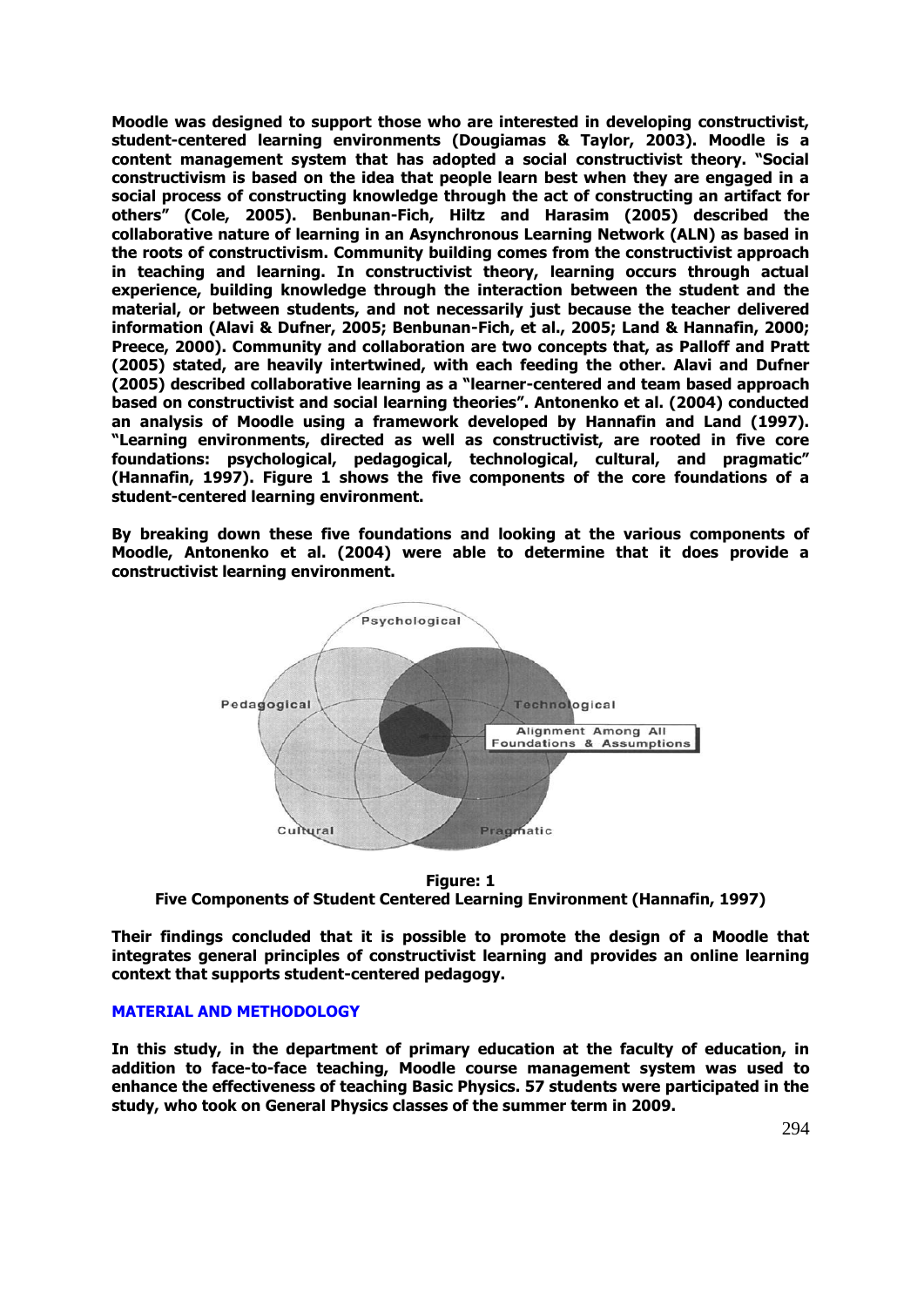**Moodle was designed to support those who are interested in developing constructivist, student-centered learning environments (Dougiamas & Taylor, 2003). Moodle is a content management system that has adopted a social constructivist theory. "Social constructivism is based on the idea that people learn best when they are engaged in a social process of constructing knowledge through the act of constructing an artifact for others" (Cole, 2005). Benbunan-Fich, Hiltz and Harasim (2005) described the collaborative nature of learning in an Asynchronous Learning Network (ALN) as based in the roots of constructivism. Community building comes from the constructivist approach in teaching and learning. In constructivist theory, learning occurs through actual experience, building knowledge through the interaction between the student and the material, or between students, and not necessarily just because the teacher delivered information (Alavi & Dufner, 2005; Benbunan-Fich, et al., 2005; Land & Hannafin, 2000; Preece, 2000). Community and collaboration are two concepts that, as Palloff and Pratt (2005) stated, are heavily intertwined, with each feeding the other. Alavi and Dufner (2005) described collaborative learning as a "learner-centered and team based approach based on constructivist and social learning theories". Antonenko et al. (2004) conducted an analysis of Moodle using a framework developed by Hannafin and Land (1997). "Learning environments, directed as well as constructivist, are rooted in five core foundations: psychological, pedagogical, technological, cultural, and pragmatic" (Hannafin, 1997). Figure 1 shows the five components of the core foundations of a student-centered learning environment.**

**By breaking down these five foundations and looking at the various components of Moodle, Antonenko et al. (2004) were able to determine that it does provide a constructivist learning environment.**

**Figure: 1**
**Five Components of Student Centered Learning Environment (Hannafin, 1997)**

**Their findings concluded that it is possible to promote the design of a Moodle that integrates general principles of constructivist learning and provides an online learning context that supports student-centered pedagogy.**

## MATERIAL AND METHODOLOGY

**In this study, in the department of primary education at the faculty of education, in addition to face-to-face teaching, Moodle course management system was used to enhance the effectiveness of teaching Basic Physics. 57 students were participated in the study, who took on General Physics classes of the summer term in 2009.**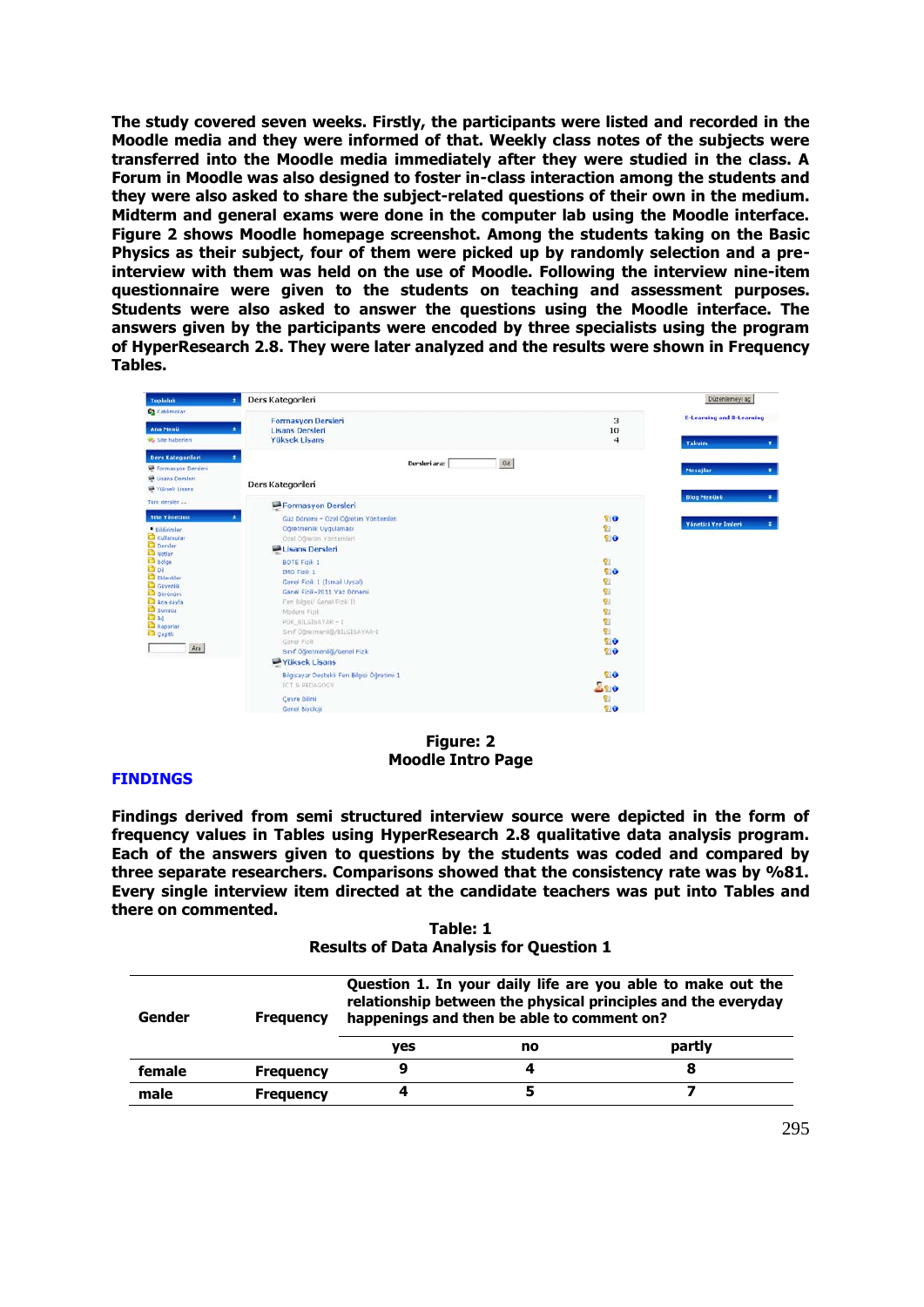The study covered seven weeks. Firstly, the participants were listed and recorded in the Moodle media and they were informed of that. Weekly class notes of the subjects were transferred into the Moodle media immediately after they were studied in the class. A Forum in Moodle was also designed to foster in-class interaction among the students and they were also asked to share the subject-related questions of their own in the medium. Midterm and general exams were done in the computer lab using the Moodle interface. Figure 2 shows Moodle homepage screenshot. Among the students taking on the Basic Physics as their subject, four of them were picked up by randomly selection and a pre-interview with them was held on the use of Moodle. Following the interview nine-item questionnaire were given to the students on teaching and assessment purposes. Students were also asked to answer the questions using the Moodle interface. The answers given by the participants were encoded by three specialists using the program of HyperResearch 2.8. They were later analyzed and the results were shown in Frequency Tables.

**Figure: 2**
**Moodle Intro Page**

## FINDINGS

Findings derived from semi structured interview source were depicted in the form of frequency values in Tables using HyperResearch 2.8 qualitative data analysis program. Each of the answers given to questions by the students was coded and compared by three separate researchers. Comparisons showed that the consistency rate was by %81. Every single interview item directed at the candidate teachers was put into Tables and there on commented.

**Table: 1**
**Results of Data Analysis for Question 1**

| Gender | Frequency | Question 1. In your daily life are you able to make out the relationship between the physical principles and the everyday happenings and then be able to comment on? | | |
|---|---|---|---|---|
| | | yes | no | partly |
| female | Frequency | 9 | 4 | 8 |
| male | Frequency | 4 | 5 | 7 |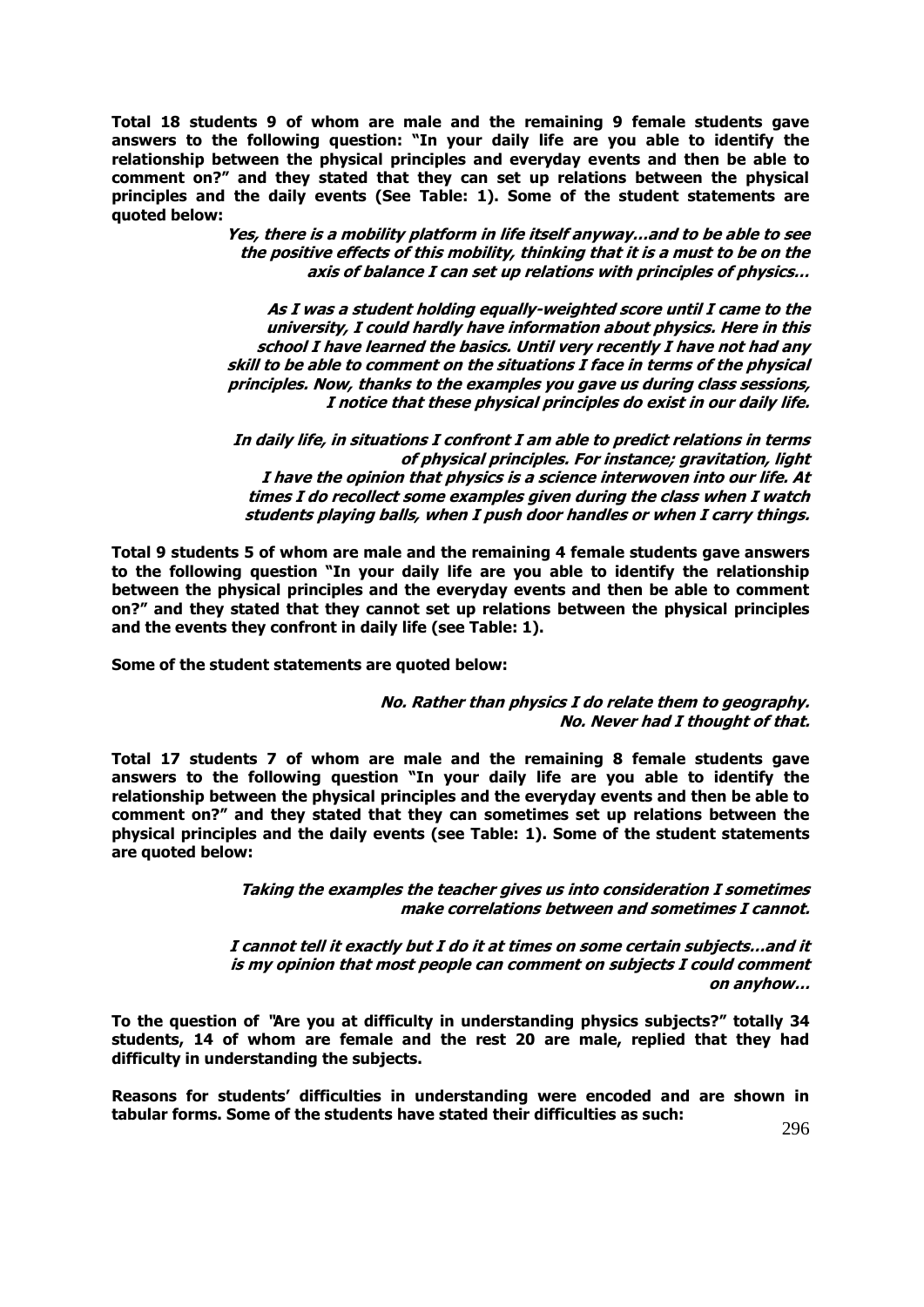**Total 18 students 9 of whom are male and the remaining 9 female students gave answers to the following question: "In your daily life are you able to identify the relationship between the physical principles and everyday events and then be able to comment on?" and they stated that they can set up relations between the physical principles and the daily events (See Table: 1). Some of the student statements are quoted below:**

> ***Yes, there is a mobility platform in life itself anyway…and to be able to see the positive effects of this mobility, thinking that it is a must to be on the axis of balance I can set up relations with principles of physics…***

> ***As I was a student holding equally-weighted score until I came to the university, I could hardly have information about physics. Here in this school I have learned the basics. Until very recently I have not had any skill to be able to comment on the situations I face in terms of the physical principles. Now, thanks to the examples you gave us during class sessions, I notice that these physical principles do exist in our daily life.***

> ***In daily life, in situations I confront I am able to predict relations in terms of physical principles. For instance; gravitation, light***
> ***I have the opinion that physics is a science interwoven into our life. At times I do recollect some examples given during the class when I watch students playing balls, when I push door handles or when I carry things.***

**Total 9 students 5 of whom are male and the remaining 4 female students gave answers to the following question "In your daily life are you able to identify the relationship between the physical principles and the everyday events and then be able to comment on?" and they stated that they cannot set up relations between the physical principles and the events they confront in daily life (see Table: 1).**

**Some of the student statements are quoted below:**

> ***No. Rather than physics I do relate them to geography.***
> ***No. Never had I thought of that.***

**Total 17 students 7 of whom are male and the remaining 8 female students gave answers to the following question "In your daily life are you able to identify the relationship between the physical principles and the everyday events and then be able to comment on?" and they stated that they can sometimes set up relations between the physical principles and the daily events (see Table: 1). Some of the student statements are quoted below:**

> ***Taking the examples the teacher gives us into consideration I sometimes make correlations between and sometimes I cannot.***

> ***I cannot tell it exactly but I do it at times on some certain subjects…and it is my opinion that most people can comment on subjects I could comment on anyhow…***

**To the question of "Are you at difficulty in understanding physics subjects?" totally 34 students, 14 of whom are female and the rest 20 are male, replied that they had difficulty in understanding the subjects.**

**Reasons for students' difficulties in understanding were encoded and are shown in tabular forms. Some of the students have stated their difficulties as such:**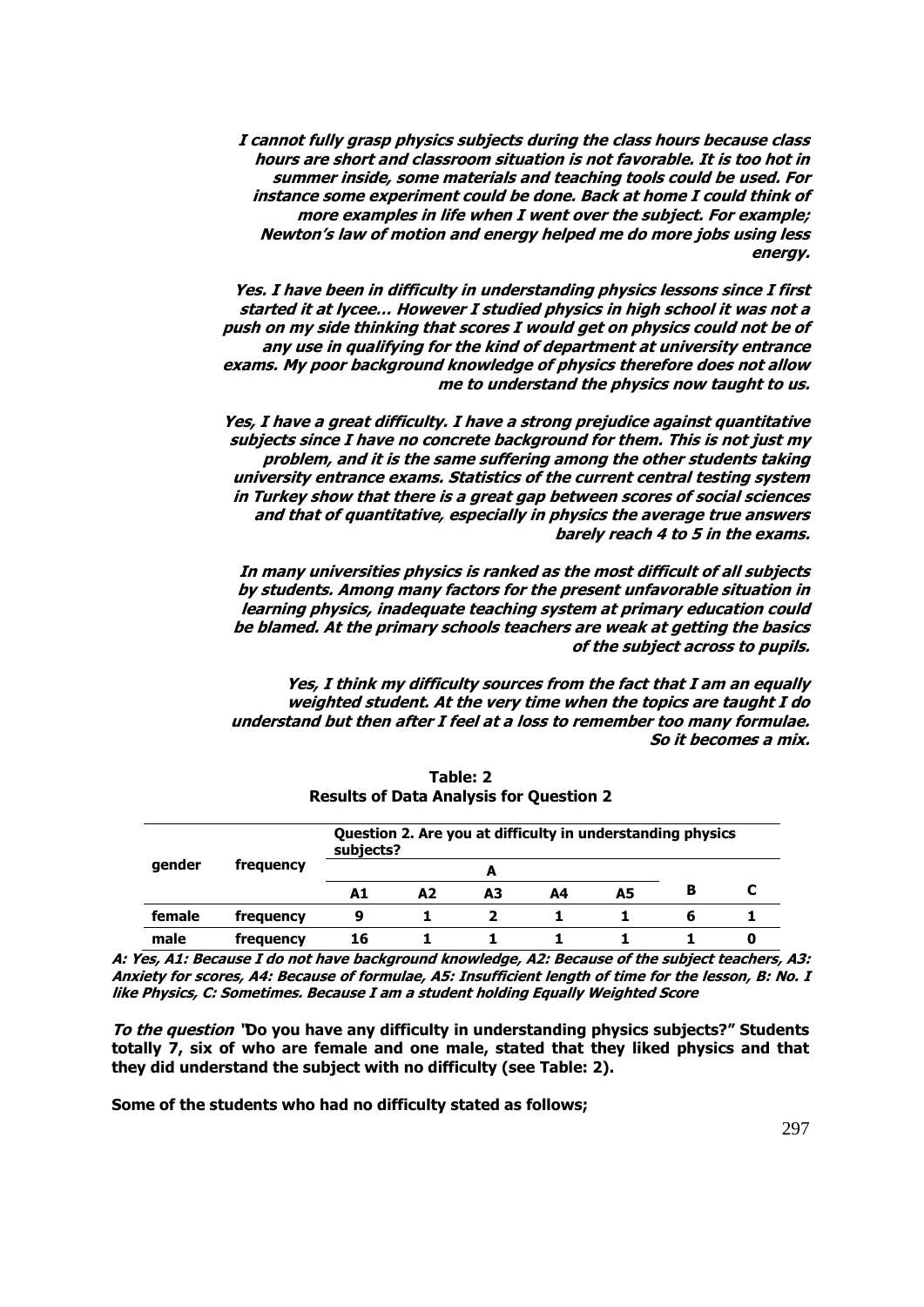***I cannot fully grasp physics subjects during the class hours because class hours are short and classroom situation is not favorable. It is too hot in summer inside, some materials and teaching tools could be used. For instance some experiment could be done. Back at home I could think of more examples in life when I went over the subject. For example; Newton's law of motion and energy helped me do more jobs using less energy.***

***Yes. I have been in difficulty in understanding physics lessons since I first started it at lycee… However I studied physics in high school it was not a push on my side thinking that scores I would get on physics could not be of any use in qualifying for the kind of department at university entrance exams. My poor background knowledge of physics therefore does not allow me to understand the physics now taught to us.***

***Yes, I have a great difficulty. I have a strong prejudice against quantitative subjects since I have no concrete background for them. This is not just my problem, and it is the same suffering among the other students taking university entrance exams. Statistics of the current central testing system in Turkey show that there is a great gap between scores of social sciences and that of quantitative, especially in physics the average true answers barely reach 4 to 5 in the exams.***

***In many universities physics is ranked as the most difficult of all subjects by students. Among many factors for the present unfavorable situation in learning physics, inadequate teaching system at primary education could be blamed. At the primary schools teachers are weak at getting the basics of the subject across to pupils.***

***Yes, I think my difficulty sources from the fact that I am an equally weighted student. At the very time when the topics are taught I do understand but then after I feel at a loss to remember too many formulae. So it becomes a mix.***

**Table: 2**
**Results of Data Analysis for Question 2**

| gender | frequency | Question 2. Are you at difficulty in understanding physics subjects? | | | | | | |
|---|---|---|---|---|---|---|---|---|
| | | A | | | | | | |
| | | A1 | A2 | A3 | A4 | A5 | B | C |
| female | frequency | 9 | 1 | 2 | 1 | 1 | 6 | 1 |
| male | frequency | 16 | 1 | 1 | 1 | 1 | 1 | 0 |

***A: Yes, A1: Because I do not have background knowledge, A2: Because of the subject teachers, A3: Anxiety for scores, A4: Because of formulae, A5: Insufficient length of time for the lesson, B: No. I like Physics, C: Sometimes. Because I am a student holding Equally Weighted Score***

***To the question "*Do you have any difficulty in understanding physics subjects?" Students totally 7, six of who are female and one male, stated that they liked physics and that they did understand the subject with no difficulty (see Table: 2).**

**Some of the students who had no difficulty stated as follows;**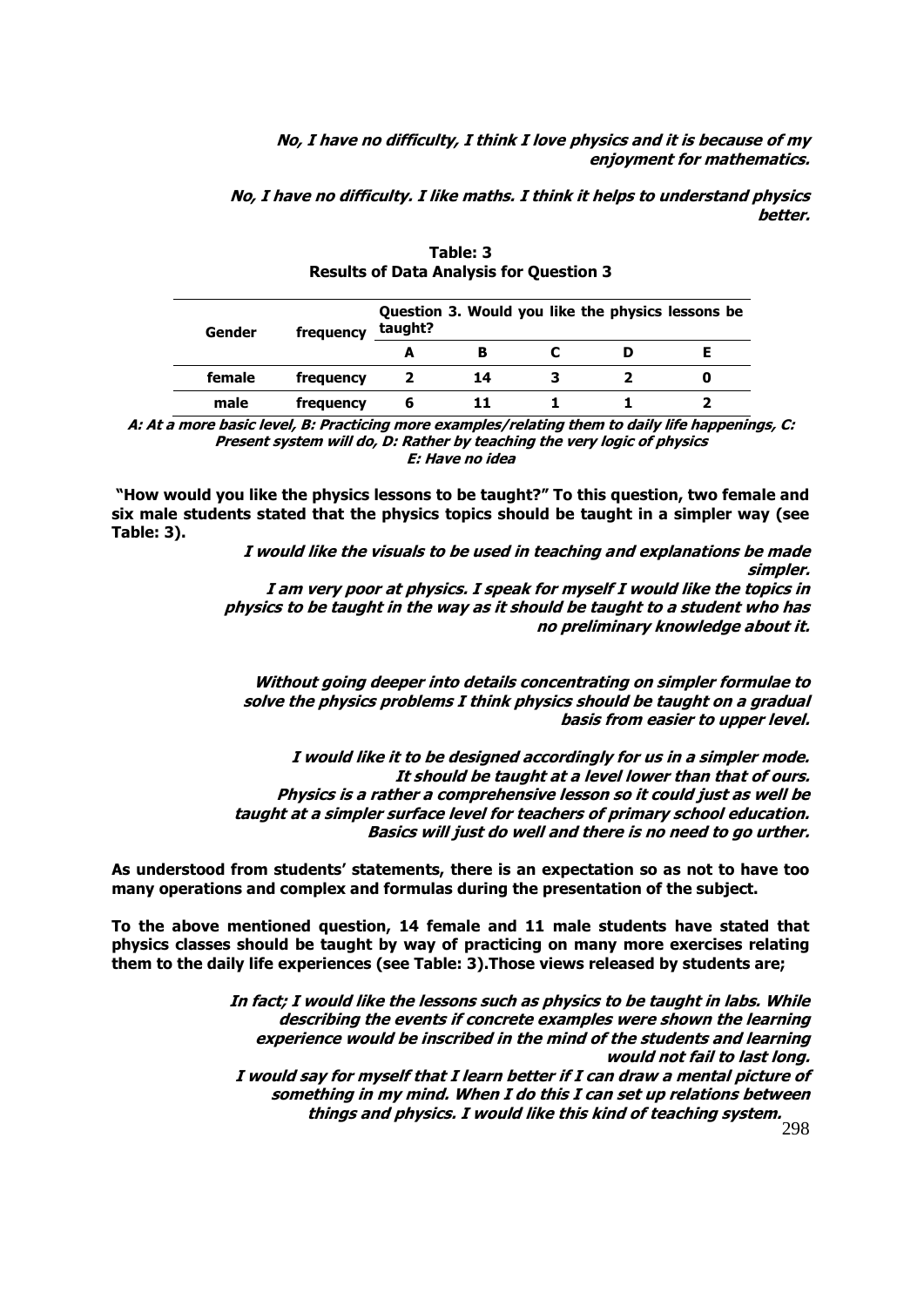***No, I have no difficulty, I think I love physics and it is because of my enjoyment for mathematics.***

***No, I have no difficulty. I like maths. I think it helps to understand physics better.***

**Table: 3**
**Results of Data Analysis for Question 3**

| Gender | frequency | Question 3. Would you like the physics lessons be taught? | | | | |
|---|---|---|---|---|---|---|
| | | A | B | C | D | E |
| female | frequency | 2 | 14 | 3 | 2 | 0 |
| male | frequency | 6 | 11 | 1 | 1 | 2 |

***A: At a more basic level, B: Practicing more examples/relating them to daily life happenings, C: Present system will do, D: Rather by teaching the very logic of physics E: Have no idea***

**"How would you like the physics lessons to be taught?" To this question, two female and six male students stated that the physics topics should be taught in a simpler way (see Table: 3).**

***I would like the visuals to be used in teaching and explanations be made simpler.***
***I am very poor at physics. I speak for myself I would like the topics in physics to be taught in the way as it should be taught to a student who has no preliminary knowledge about it.***

***Without going deeper into details concentrating on simpler formulae to solve the physics problems I think physics should be taught on a gradual basis from easier to upper level.***

***I would like it to be designed accordingly for us in a simpler mode.***
***It should be taught at a level lower than that of ours.***
***Physics is a rather a comprehensive lesson so it could just as well be taught at a simpler surface level for teachers of primary school education.***
***Basics will just do well and there is no need to go urther.***

**As understood from students' statements, there is an expectation so as not to have too many operations and complex and formulas during the presentation of the subject.**

**To the above mentioned question, 14 female and 11 male students have stated that physics classes should be taught by way of practicing on many more exercises relating them to the daily life experiences (see Table: 3).Those views released by students are;**

***In fact; I would like the lessons such as physics to be taught in labs. While describing the events if concrete examples were shown the learning experience would be inscribed in the mind of the students and learning would not fail to last long.***
***I would say for myself that I learn better if I can draw a mental picture of something in my mind. When I do this I can set up relations between things and physics. I would like this kind of teaching system.***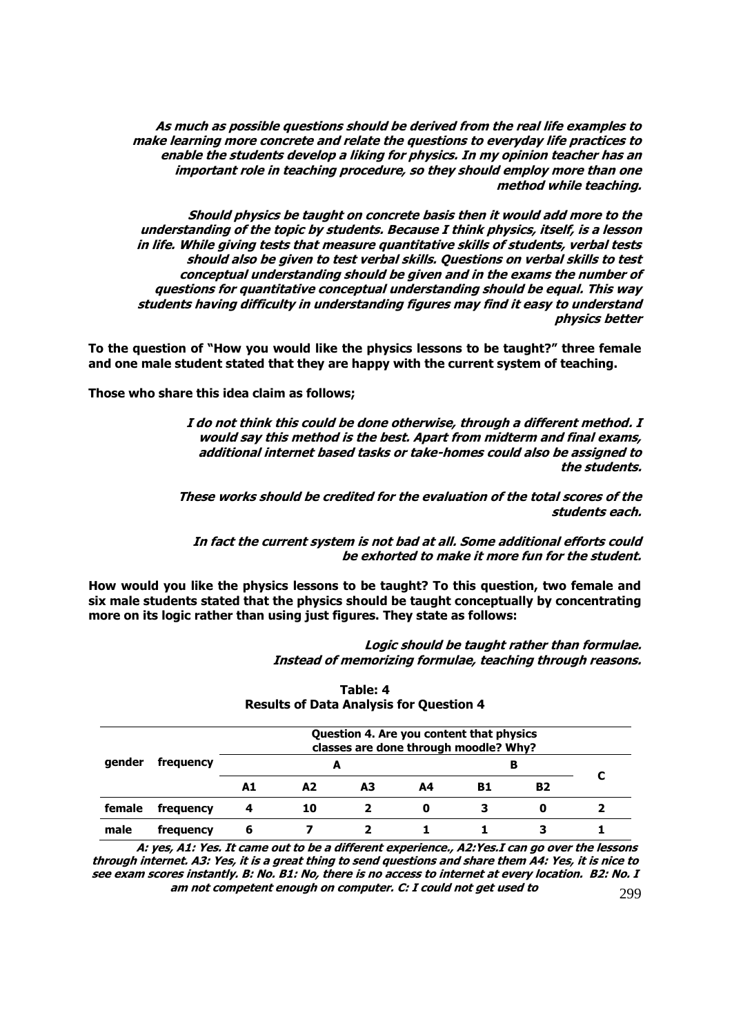> ***As much as possible questions should be derived from the real life examples to make learning more concrete and relate the questions to everyday life practices to enable the students develop a liking for physics. In my opinion teacher has an important role in teaching procedure, so they should employ more than one method while teaching.***
>
> ***Should physics be taught on concrete basis then it would add more to the understanding of the topic by students. Because I think physics, itself, is a lesson in life. While giving tests that measure quantitative skills of students, verbal tests should also be given to test verbal skills. Questions on verbal skills to test conceptual understanding should be given and in the exams the number of questions for quantitative conceptual understanding should be equal. This way students having difficulty in understanding figures may find it easy to understand physics better***

**To the question of "How you would like the physics lessons to be taught?" three female and one male student stated that they are happy with the current system of teaching.**

**Those who share this idea claim as follows;**

> ***I do not think this could be done otherwise, through a different method. I would say this method is the best. Apart from midterm and final exams, additional internet based tasks or take-homes could also be assigned to the students.***
>
> ***These works should be credited for the evaluation of the total scores of the students each.***
>
> ***In fact the current system is not bad at all. Some additional efforts could be exhorted to make it more fun for the student.***

**How would you like the physics lessons to be taught? To this question, two female and six male students stated that the physics should be taught conceptually by concentrating more on its logic rather than using just figures. They state as follows:**

> ***Logic should be taught rather than formulae.***
> ***Instead of memorizing formulae, teaching through reasons.***

**Table: 4**
**Results of Data Analysis for Question 4**

| gender | frequency | Question 4. Are you content that physics classes are done through moodle? Why? | | | | | | |
|---|---|---|---|---|---|---|---|---|
| | | A | | | | B | | C |
| | | A1 | A2 | A3 | A4 | B1 | B2 | |
| female | frequency | 4 | 10 | 2 | 0 | 3 | 0 | 2 |
| male | frequency | 6 | 7 | 2 | 1 | 1 | 3 | 1 |

***A: yes, A1: Yes. It came out to be a different experience., A2:Yes.I can go over the lessons through internet. A3: Yes, it is a great thing to send questions and share them A4: Yes, it is nice to see exam scores instantly. B: No. B1: No, there is no access to internet at every location. B2: No. I am not competent enough on computer. C: I could not get used to***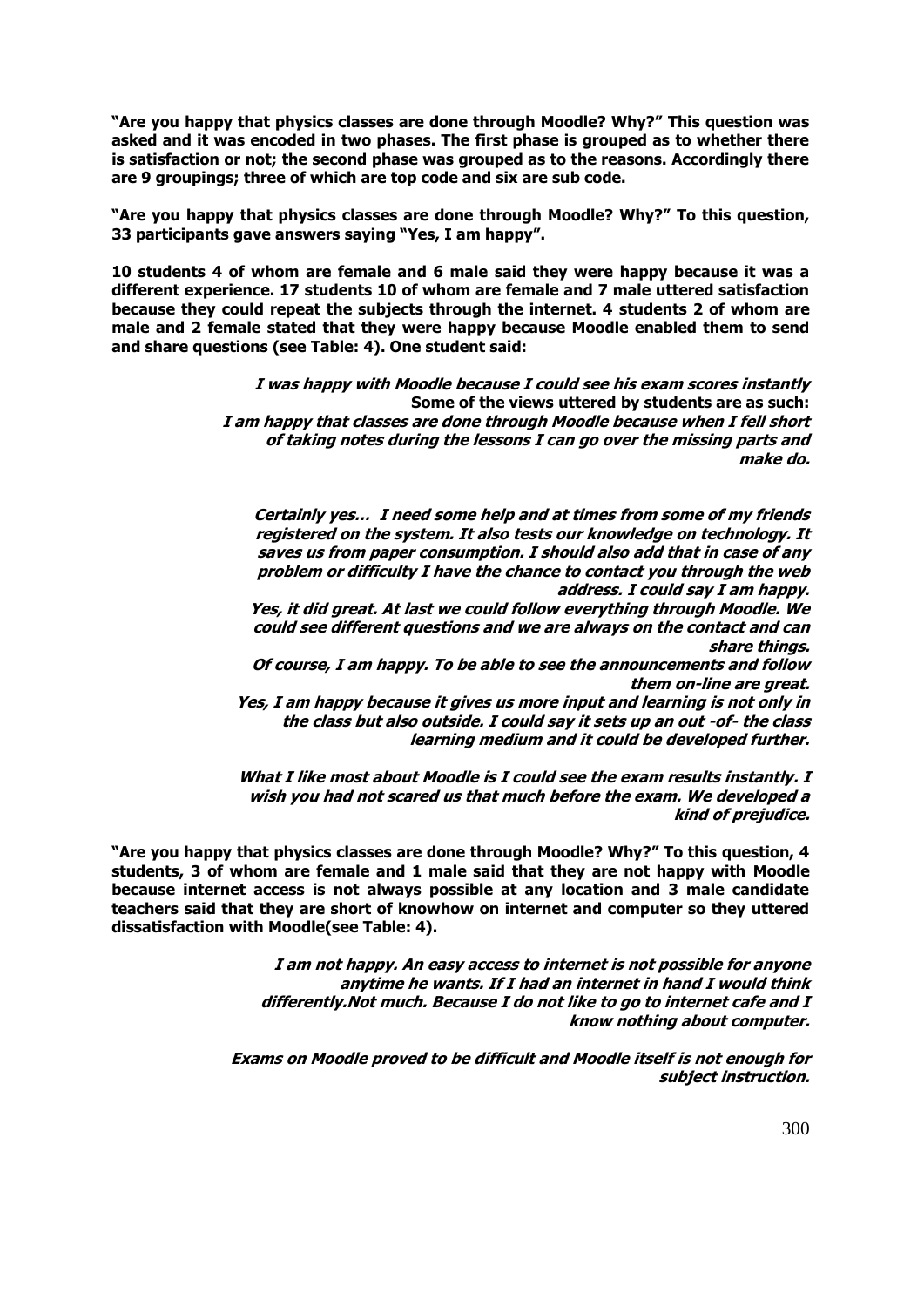**"Are you happy that physics classes are done through Moodle? Why?" This question was asked and it was encoded in two phases. The first phase is grouped as to whether there is satisfaction or not; the second phase was grouped as to the reasons. Accordingly there are 9 groupings; three of which are top code and six are sub code.**

**"Are you happy that physics classes are done through Moodle? Why?" To this question, 33 participants gave answers saying "Yes, I am happy".**

**10 students 4 of whom are female and 6 male said they were happy because it was a different experience. 17 students 10 of whom are female and 7 male uttered satisfaction because they could repeat the subjects through the internet. 4 students 2 of whom are male and 2 female stated that they were happy because Moodle enabled them to send and share questions (see Table: 4). One student said:**

> ***I was happy with Moodle because I could see his exam scores instantly***

**Some of the views uttered by students are as such:**

> ***I am happy that classes are done through Moodle because when I fell short of taking notes during the lessons I can go over the missing parts and make do.***

> ***Certainly yes… I need some help and at times from some of my friends registered on the system. It also tests our knowledge on technology. It saves us from paper consumption. I should also add that in case of any problem or difficulty I have the chance to contact you through the web address. I could say I am happy.***
>
> ***Yes, it did great. At last we could follow everything through Moodle. We could see different questions and we are always on the contact and can share things.***
>
> ***Of course, I am happy. To be able to see the announcements and follow them on-line are great.***
>
> ***Yes, I am happy because it gives us more input and learning is not only in the class but also outside. I could say it sets up an out -of- the class learning medium and it could be developed further.***

> ***What I like most about Moodle is I could see the exam results instantly. I wish you had not scared us that much before the exam. We developed a kind of prejudice.***

**"Are you happy that physics classes are done through Moodle? Why?" To this question, 4 students, 3 of whom are female and 1 male said that they are not happy with Moodle because internet access is not always possible at any location and 3 male candidate teachers said that they are short of knowhow on internet and computer so they uttered dissatisfaction with Moodle(see Table: 4).**

> ***I am not happy. An easy access to internet is not possible for anyone anytime he wants. If I had an internet in hand I would think differently.Not much. Because I do not like to go to internet cafe and I know nothing about computer.***

> ***Exams on Moodle proved to be difficult and Moodle itself is not enough for subject instruction.***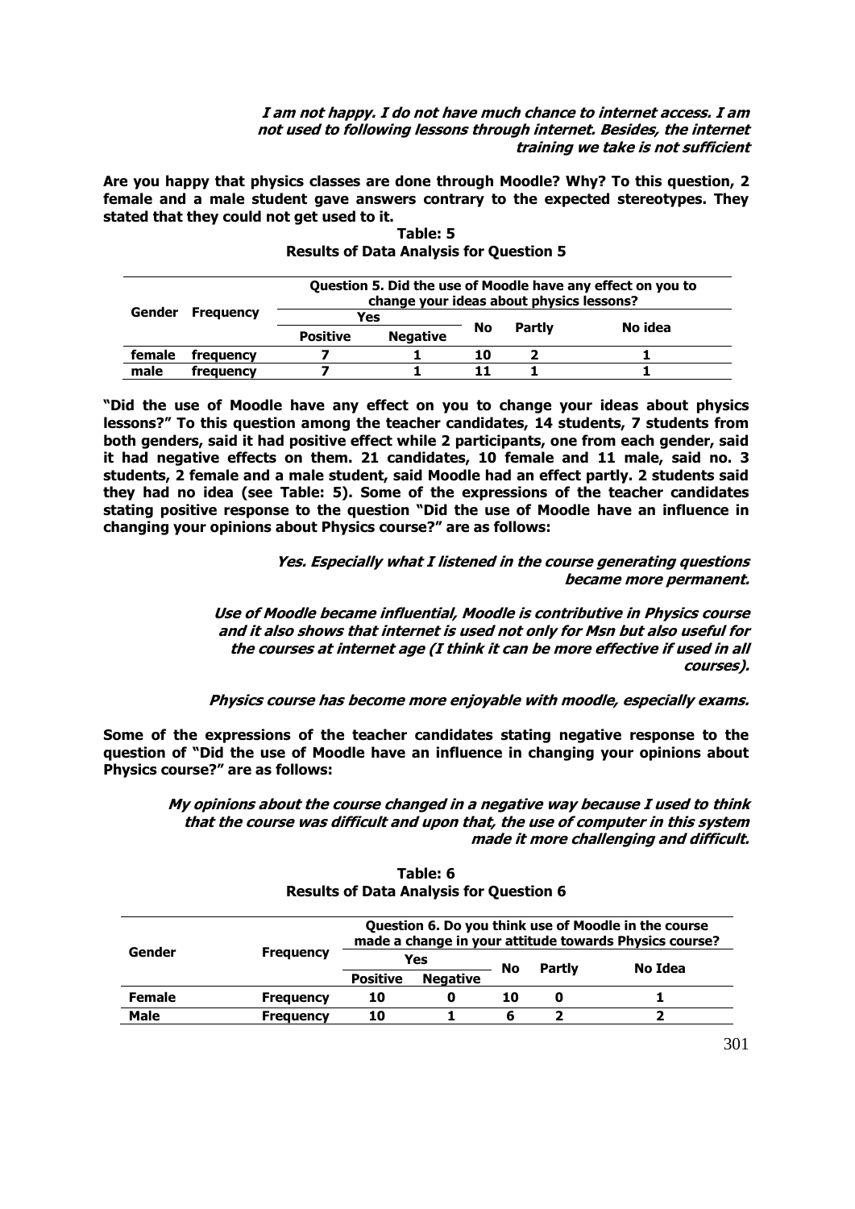*I am not happy. I do not have much chance to internet access. I am not used to following lessons through internet. Besides, the internet training we take is not sufficient*

**Are you happy that physics classes are done through Moodle? Why? To this question, 2 female and a male student gave answers contrary to the expected stereotypes. They stated that they could not get used to it.**

**Table: 5**
**Results of Data Analysis for Question 5**

| Gender | Frequency | Question 5. Did the use of Moodle have any effect on you to change your ideas about physics lessons? | | | | |
|---|---|---|---|---|---|---|
| | | Yes | | No | Partly | No idea |
| | | Positive | Negative | | | |
| female | frequency | 7 | 1 | 10 | 2 | 1 |
| male | frequency | 7 | 1 | 11 | 1 | 1 |

**"Did the use of Moodle have any effect on you to change your ideas about physics lessons?" To this question among the teacher candidates, 14 students, 7 students from both genders, said it had positive effect while 2 participants, one from each gender, said it had negative effects on them. 21 candidates, 10 female and 11 male, said no. 3 students, 2 female and a male student, said Moodle had an effect partly. 2 students said they had no idea (see Table: 5). Some of the expressions of the teacher candidates stating positive response to the question "Did the use of Moodle have an influence in changing your opinions about Physics course?" are as follows:**

*Yes. Especially what I listened in the course generating questions became more permanent.*

*Use of Moodle became influential, Moodle is contributive in Physics course and it also shows that internet is used not only for Msn but also useful for the courses at internet age (I think it can be more effective if used in all courses).*

*Physics course has become more enjoyable with moodle, especially exams.*

**Some of the expressions of the teacher candidates stating negative response to the question of "Did the use of Moodle have an influence in changing your opinions about Physics course?" are as follows:**

*My opinions about the course changed in a negative way because I used to think that the course was difficult and upon that, the use of computer in this system made it more challenging and difficult.*

**Table: 6**
**Results of Data Analysis for Question 6**

| Gender | Frequency | Question 6. Do you think use of Moodle in the course made a change in your attitude towards Physics course? | | | | |
|---|---|---|---|---|---|---|
| | | Yes | | No | Partly | No Idea |
| | | Positive | Negative | | | |
| Female | Frequency | 10 | 0 | 10 | 0 | 1 |
| Male | Frequency | 10 | 1 | 6 | 2 | 2 |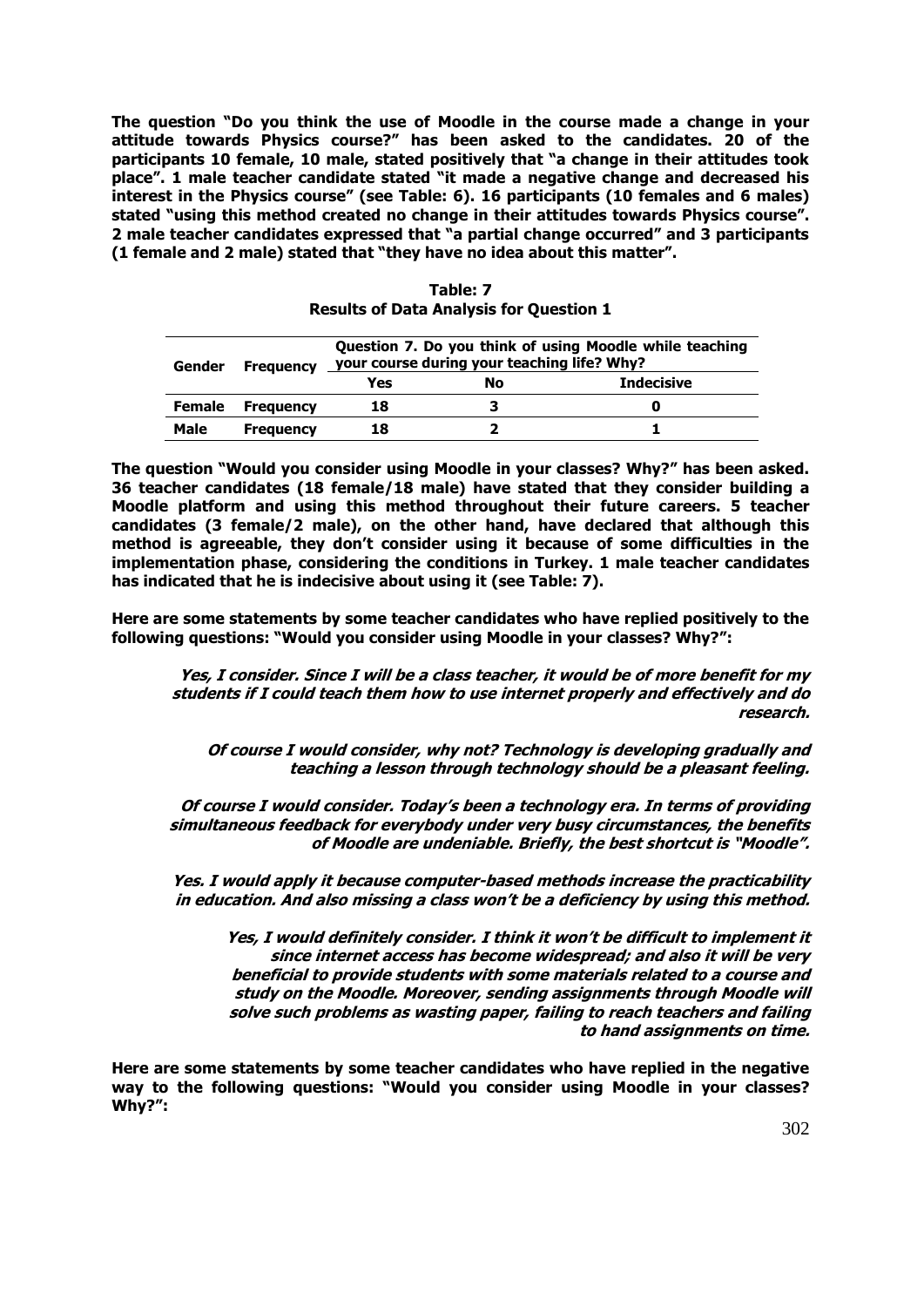**The question "Do you think the use of Moodle in the course made a change in your attitude towards Physics course?" has been asked to the candidates. 20 of the participants 10 female, 10 male, stated positively that "a change in their attitudes took place". 1 male teacher candidate stated "it made a negative change and decreased his interest in the Physics course" (see Table: 6). 16 participants (10 females and 6 males) stated "using this method created no change in their attitudes towards Physics course". 2 male teacher candidates expressed that "a partial change occurred" and 3 participants (1 female and 2 male) stated that "they have no idea about this matter".**

**Table: 7**
**Results of Data Analysis for Question 1**

| Gender | Frequency | Question 7. Do you think of using Moodle while teaching your course during your teaching life? Why? | | |
|---|---|---|---|---|
| | | Yes | No | Indecisive |
| Female | Frequency | 18 | 3 | 0 |
| Male | Frequency | 18 | 2 | 1 |

**The question "Would you consider using Moodle in your classes? Why?" has been asked. 36 teacher candidates (18 female/18 male) have stated that they consider building a Moodle platform and using this method throughout their future careers. 5 teacher candidates (3 female/2 male), on the other hand, have declared that although this method is agreeable, they don't consider using it because of some difficulties in the implementation phase, considering the conditions in Turkey. 1 male teacher candidates has indicated that he is indecisive about using it (see Table: 7).**

**Here are some statements by some teacher candidates who have replied positively to the following questions: "Would you consider using Moodle in your classes? Why?":**

> ***Yes, I consider. Since I will be a class teacher, it would be of more benefit for my students if I could teach them how to use internet properly and effectively and do research.***

> ***Of course I would consider, why not? Technology is developing gradually and teaching a lesson through technology should be a pleasant feeling.***

> ***Of course I would consider. Today's been a technology era. In terms of providing simultaneous feedback for everybody under very busy circumstances, the benefits of Moodle are undeniable. Briefly, the best shortcut is "Moodle".***

> ***Yes. I would apply it because computer-based methods increase the practicability in education. And also missing a class won't be a deficiency by using this method.***

> ***Yes, I would definitely consider. I think it won't be difficult to implement it since internet access has become widespread; and also it will be very beneficial to provide students with some materials related to a course and study on the Moodle. Moreover, sending assignments through Moodle will solve such problems as wasting paper, failing to reach teachers and failing to hand assignments on time.***

**Here are some statements by some teacher candidates who have replied in the negative way to the following questions: "Would you consider using Moodle in your classes? Why?":**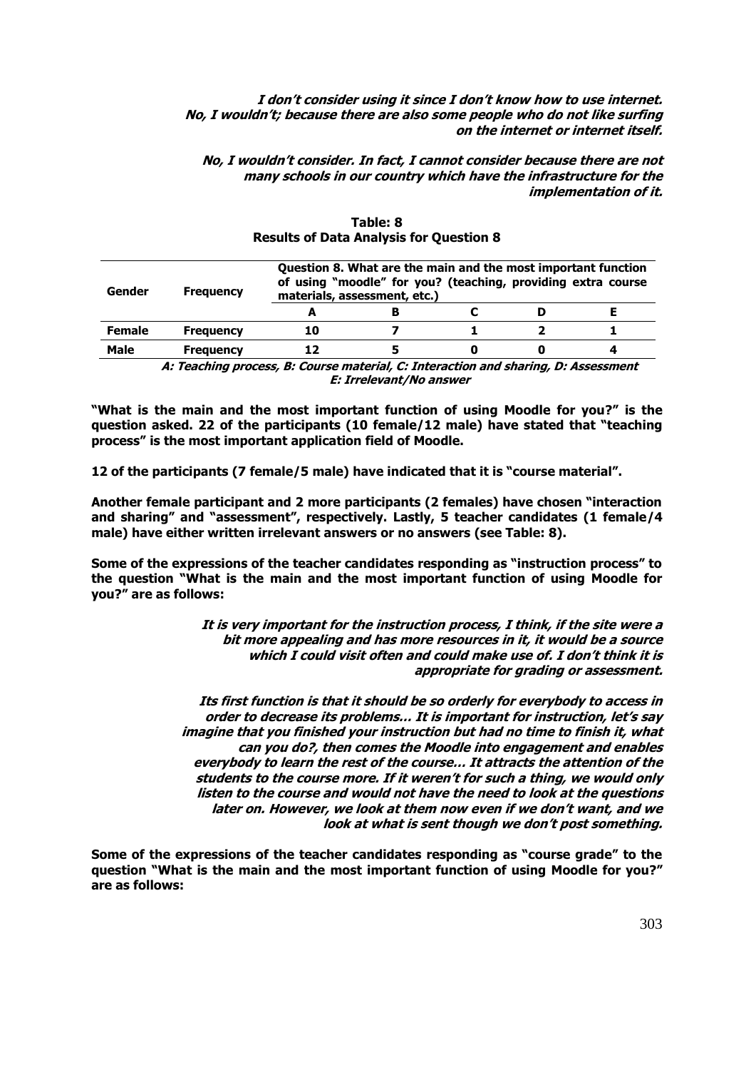***I don't consider using it since I don't know how to use internet. No, I wouldn't; because there are also some people who do not like surfing on the internet or internet itself.***

***No, I wouldn't consider. In fact, I cannot consider because there are not many schools in our country which have the infrastructure for the implementation of it.***

**Table: 8**
**Results of Data Analysis for Question 8**

| Gender | Frequency | Question 8. What are the main and the most important function of using "moodle" for you? (teaching, providing extra course materials, assessment, etc.) | | | | |
|---|---|---|---|---|---|---|
| | | A | B | C | D | E |
| **Female** | **Frequency** | 10 | 7 | 1 | 2 | 1 |
| **Male** | **Frequency** | 12 | 5 | 0 | 0 | 4 |

***A: Teaching process, B: Course material, C: Interaction and sharing, D: Assessment E: Irrelevant/No answer***

**"What is the main and the most important function of using Moodle for you?" is the question asked. 22 of the participants (10 female/12 male) have stated that "teaching process" is the most important application field of Moodle.**

**12 of the participants (7 female/5 male) have indicated that it is "course material".**

**Another female participant and 2 more participants (2 females) have chosen "interaction and sharing" and "assessment", respectively. Lastly, 5 teacher candidates (1 female/4 male) have either written irrelevant answers or no answers (see Table: 8).**

**Some of the expressions of the teacher candidates responding as "instruction process" to the question "What is the main and the most important function of using Moodle for you?" are as follows:**

***It is very important for the instruction process, I think, if the site were a bit more appealing and has more resources in it, it would be a source which I could visit often and could make use of. I don't think it is appropriate for grading or assessment.***

***Its first function is that it should be so orderly for everybody to access in order to decrease its problems… It is important for instruction, let's say imagine that you finished your instruction but had no time to finish it, what can you do?, then comes the Moodle into engagement and enables everybody to learn the rest of the course… It attracts the attention of the students to the course more. If it weren't for such a thing, we would only listen to the course and would not have the need to look at the questions later on. However, we look at them now even if we don't want, and we look at what is sent though we don't post something.***

**Some of the expressions of the teacher candidates responding as "course grade" to the question "What is the main and the most important function of using Moodle for you?" are as follows:**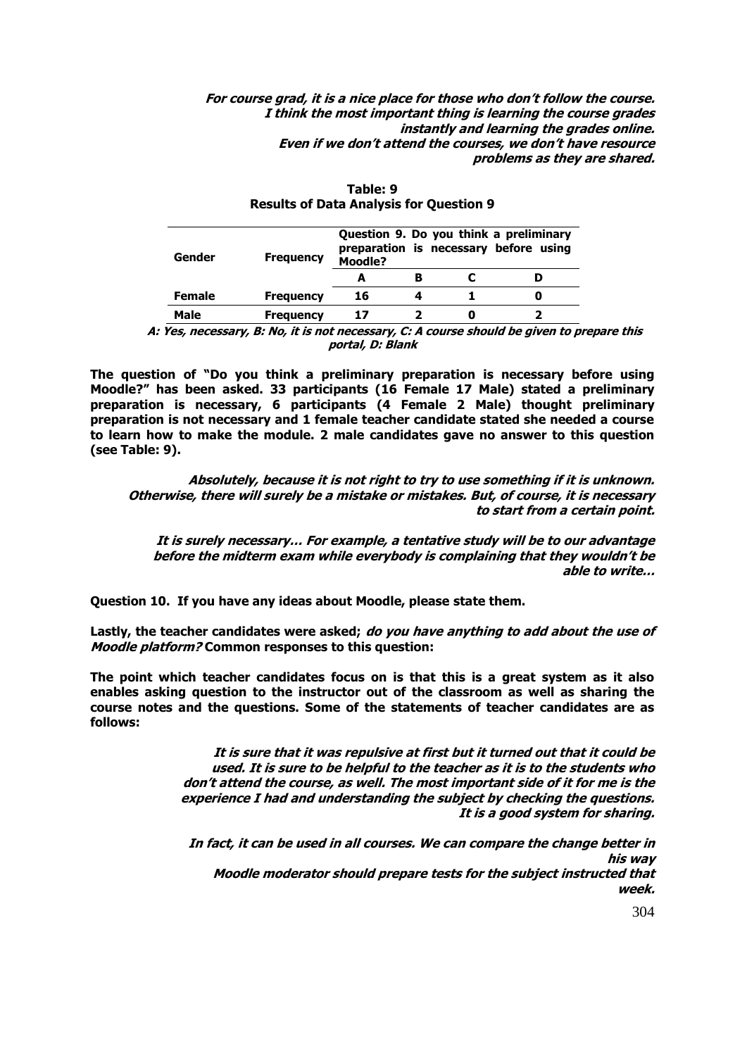***For course grad, it is a nice place for those who don't follow the course.***
***I think the most important thing is learning the course grades instantly and learning the grades online.***
***Even if we don't attend the courses, we don't have resource problems as they are shared.***

**Table: 9**
**Results of Data Analysis for Question 9**

| Gender | Frequency | Question 9. Do you think a preliminary preparation is necessary before using Moodle? | | | |
|---|---|---|---|---|---|
| | | A | B | C | D |
| Female | Frequency | 16 | 4 | 1 | 0 |
| Male | Frequency | 17 | 2 | 0 | 2 |

***A: Yes, necessary, B: No, it is not necessary, C: A course should be given to prepare this portal, D: Blank***

**The question of "Do you think a preliminary preparation is necessary before using Moodle?" has been asked. 33 participants (16 Female 17 Male) stated a preliminary preparation is necessary, 6 participants (4 Female 2 Male) thought preliminary preparation is not necessary and 1 female teacher candidate stated she needed a course to learn how to make the module. 2 male candidates gave no answer to this question (see Table: 9).**

***Absolutely, because it is not right to try to use something if it is unknown. Otherwise, there will surely be a mistake or mistakes. But, of course, it is necessary to start from a certain point.***

***It is surely necessary… For example, a tentative study will be to our advantage before the midterm exam while everybody is complaining that they wouldn't be able to write…***

**Question 10. If you have any ideas about Moodle, please state them.**

**Lastly, the teacher candidates were asked; *do you have anything to add about the use of Moodle platform?* Common responses to this question:**

**The point which teacher candidates focus on is that this is a great system as it also enables asking question to the instructor out of the classroom as well as sharing the course notes and the questions. Some of the statements of teacher candidates are as follows:**

***It is sure that it was repulsive at first but it turned out that it could be used. It is sure to be helpful to the teacher as it is to the students who don't attend the course, as well. The most important side of it for me is the experience I had and understanding the subject by checking the questions. It is a good system for sharing.***

***In fact, it can be used in all courses. We can compare the change better in his way***
***Moodle moderator should prepare tests for the subject instructed that week.***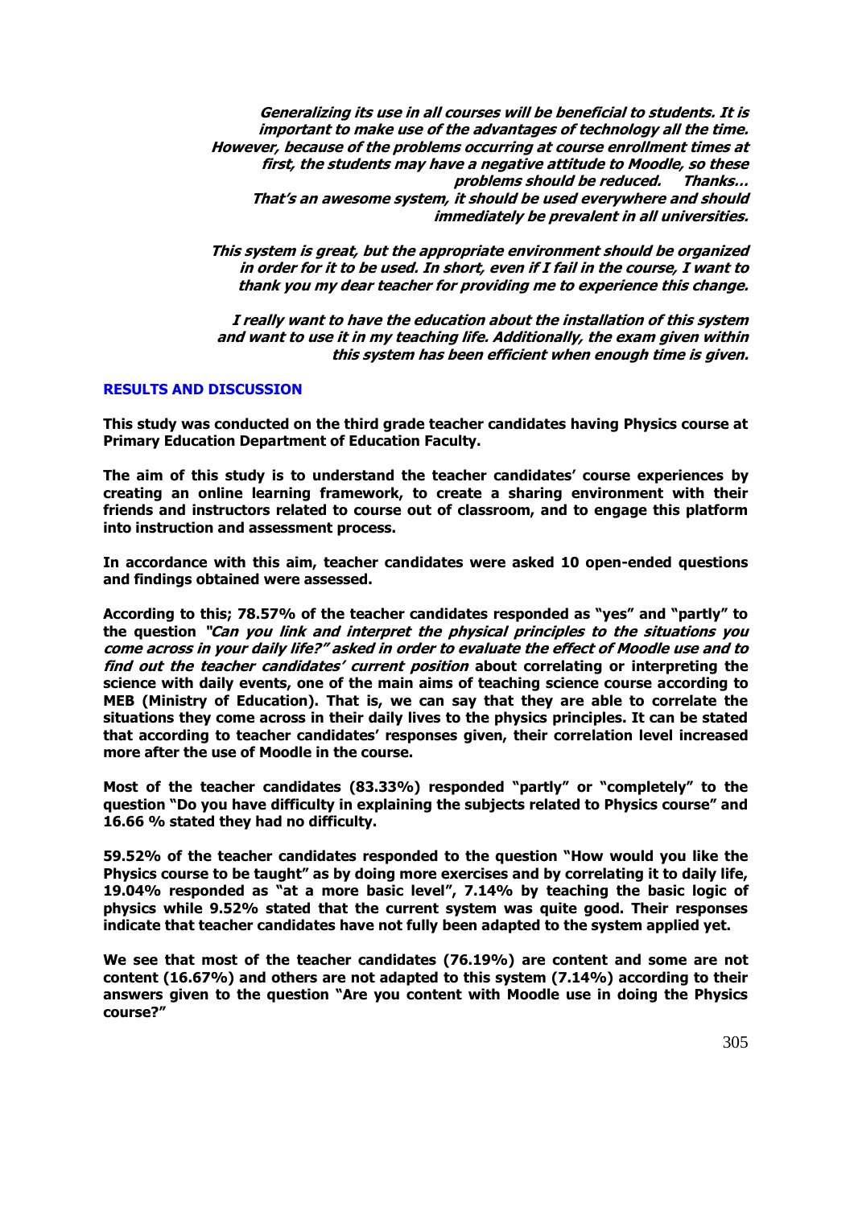> ***Generalizing its use in all courses will be beneficial to students. It is important to make use of the advantages of technology all the time. However, because of the problems occurring at course enrollment times at first, the students may have a negative attitude to Moodle, so these problems should be reduced. Thanks…***
>
> ***That's an awesome system, it should be used everywhere and should immediately be prevalent in all universities.***
>
> ***This system is great, but the appropriate environment should be organized in order for it to be used. In short, even if I fail in the course, I want to thank you my dear teacher for providing me to experience this change.***
>
> ***I really want to have the education about the installation of this system and want to use it in my teaching life. Additionally, the exam given within this system has been efficient when enough time is given.***

## RESULTS AND DISCUSSION

**This study was conducted on the third grade teacher candidates having Physics course at Primary Education Department of Education Faculty.**

**The aim of this study is to understand the teacher candidates' course experiences by creating an online learning framework, to create a sharing environment with their friends and instructors related to course out of classroom, and to engage this platform into instruction and assessment process.**

**In accordance with this aim, teacher candidates were asked 10 open-ended questions and findings obtained were assessed.**

**According to this; 78.57% of the teacher candidates responded as "yes" and "partly" to the question *"Can you link and interpret the physical principles to the situations you come across in your daily life?" asked in order to evaluate the effect of Moodle use and to find out the teacher candidates' current position* about correlating or interpreting the science with daily events, one of the main aims of teaching science course according to MEB (Ministry of Education). That is, we can say that they are able to correlate the situations they come across in their daily lives to the physics principles. It can be stated that according to teacher candidates' responses given, their correlation level increased more after the use of Moodle in the course.**

**Most of the teacher candidates (83.33%) responded "partly" or "completely" to the question "Do you have difficulty in explaining the subjects related to Physics course" and 16.66 % stated they had no difficulty.**

**59.52% of the teacher candidates responded to the question "How would you like the Physics course to be taught" as by doing more exercises and by correlating it to daily life, 19.04% responded as "at a more basic level", 7.14% by teaching the basic logic of physics while 9.52% stated that the current system was quite good. Their responses indicate that teacher candidates have not fully been adapted to the system applied yet.**

**We see that most of the teacher candidates (76.19%) are content and some are not content (16.67%) and others are not adapted to this system (7.14%) according to their answers given to the question "Are you content with Moodle use in doing the Physics course?"**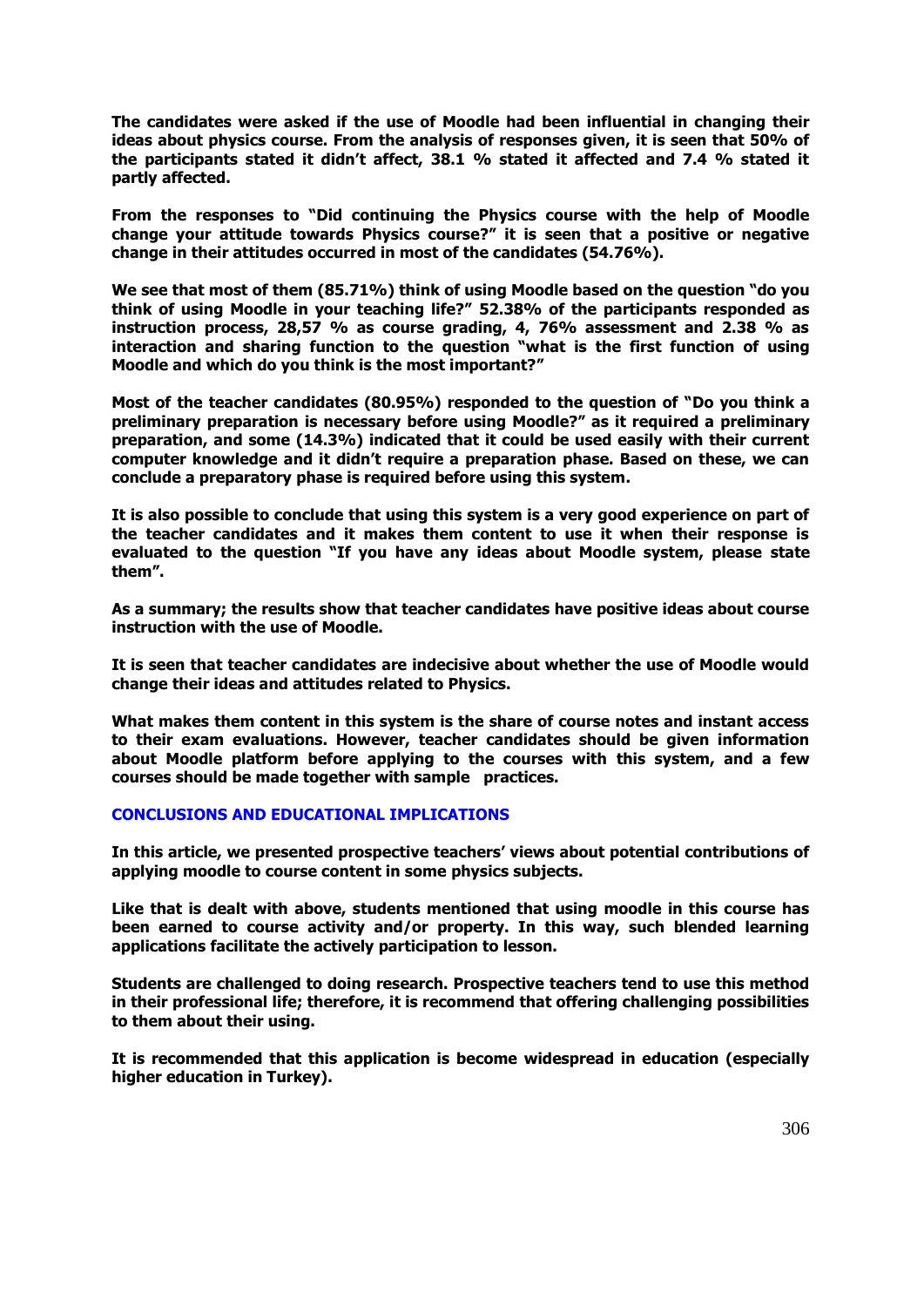**The candidates were asked if the use of Moodle had been influential in changing their ideas about physics course. From the analysis of responses given, it is seen that 50% of the participants stated it didn't affect, 38.1 % stated it affected and 7.4 % stated it partly affected.**

**From the responses to "Did continuing the Physics course with the help of Moodle change your attitude towards Physics course?" it is seen that a positive or negative change in their attitudes occurred in most of the candidates (54.76%).**

**We see that most of them (85.71%) think of using Moodle based on the question "do you think of using Moodle in your teaching life?" 52.38% of the participants responded as instruction process, 28,57 % as course grading, 4, 76% assessment and 2.38 % as interaction and sharing function to the question "what is the first function of using Moodle and which do you think is the most important?"**

**Most of the teacher candidates (80.95%) responded to the question of "Do you think a preliminary preparation is necessary before using Moodle?" as it required a preliminary preparation, and some (14.3%) indicated that it could be used easily with their current computer knowledge and it didn't require a preparation phase. Based on these, we can conclude a preparatory phase is required before using this system.**

**It is also possible to conclude that using this system is a very good experience on part of the teacher candidates and it makes them content to use it when their response is evaluated to the question "If you have any ideas about Moodle system, please state them".**

**As a summary; the results show that teacher candidates have positive ideas about course instruction with the use of Moodle.**

**It is seen that teacher candidates are indecisive about whether the use of Moodle would change their ideas and attitudes related to Physics.**

**What makes them content in this system is the share of course notes and instant access to their exam evaluations. However, teacher candidates should be given information about Moodle platform before applying to the courses with this system, and a few courses should be made together with sample practices.**

## CONCLUSIONS AND EDUCATIONAL IMPLICATIONS

**In this article, we presented prospective teachers' views about potential contributions of applying moodle to course content in some physics subjects.**

**Like that is dealt with above, students mentioned that using moodle in this course has been earned to course activity and/or property. In this way, such blended learning applications facilitate the actively participation to lesson.**

**Students are challenged to doing research. Prospective teachers tend to use this method in their professional life; therefore, it is recommend that offering challenging possibilities to them about their using.**

**It is recommended that this application is become widespread in education (especially higher education in Turkey).**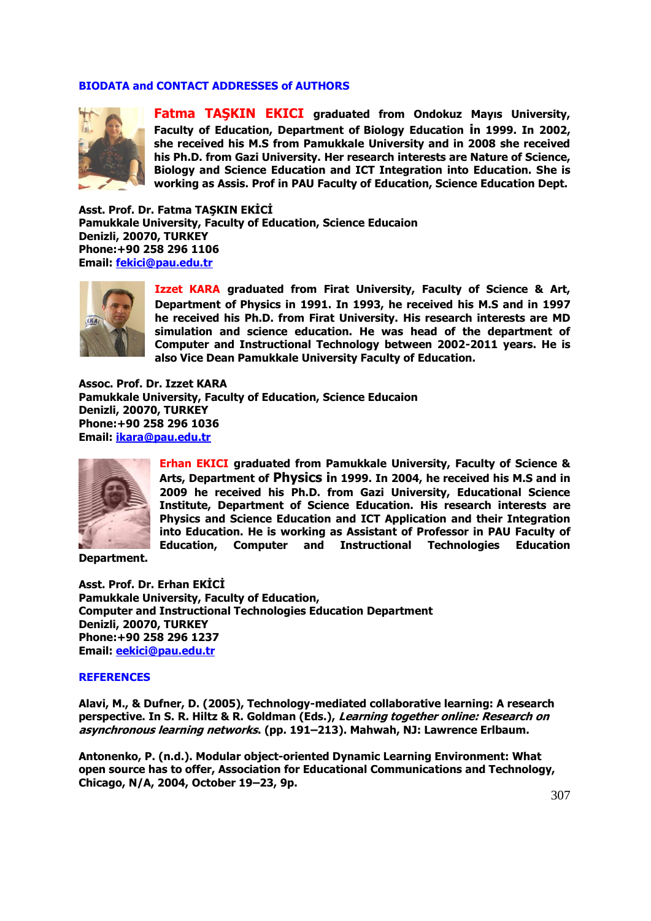## BIODATA and CONTACT ADDRESSES of AUTHORS

**Fatma TAŞKIN EKICI** graduated from Ondokuz Mayıs University, Faculty of Education, Department of Biology Education in 1999. In 2002, she received his M.S from Pamukkale University and in 2008 she received his Ph.D. from Gazi University. Her research interests are Nature of Science, Biology and Science Education and ICT Integration into Education. She is working as Assis. Prof in PAU Faculty of Education, Science Education Dept.

**Asst. Prof. Dr. Fatma TAŞKIN EKİCİ**
**Pamukkale University, Faculty of Education, Science Educaion**
**Denizli, 20070, TURKEY**
**Phone:+90 258 296 1106**
**Email: fekici@pau.edu.tr**

**Izzet KARA** graduated from Firat University, Faculty of Science & Art, Department of Physics in 1991. In 1993, he received his M.S and in 1997 he received his Ph.D. from Firat University. His research interests are MD simulation and science education. He was head of the department of Computer and Instructional Technology between 2002-2011 years. He is also Vice Dean Pamukkale University Faculty of Education.

**Assoc. Prof. Dr. Izzet KARA**
**Pamukkale University, Faculty of Education, Science Educaion**
**Denizli, 20070, TURKEY**
**Phone:+90 258 296 1036**
**Email: ikara@pau.edu.tr**

**Erhan EKICI** graduated from Pamukkale University, Faculty of Science & Arts, Department of Physics in 1999. In 2004, he received his M.S and in 2009 he received his Ph.D. from Gazi University, Educational Science Institute, Department of Science Education. His research interests are Physics and Science Education and ICT Application and their Integration into Education. He is working as Assistant of Professor in PAU Faculty of Education, Computer and Instructional Technologies Education Department.

**Asst. Prof. Dr. Erhan EKİCİ**
**Pamukkale University, Faculty of Education,**
**Computer and Instructional Technologies Education Department**
**Denizli, 20070, TURKEY**
**Phone:+90 258 296 1237**
**Email: eekici@pau.edu.tr**

## REFERENCES

Alavi, M., & Dufner, D. (2005), Technology-mediated collaborative learning: A research perspective. In S. R. Hiltz & R. Goldman (Eds.), *Learning together online: Research on asynchronous learning networks*. (pp. 191–213). Mahwah, NJ: Lawrence Erlbaum.

Antonenko, P. (n.d.). Modular object-oriented Dynamic Learning Environment: What open source has to offer, Association for Educational Communications and Technology, Chicago, N/A, 2004, October 19–23, 9p.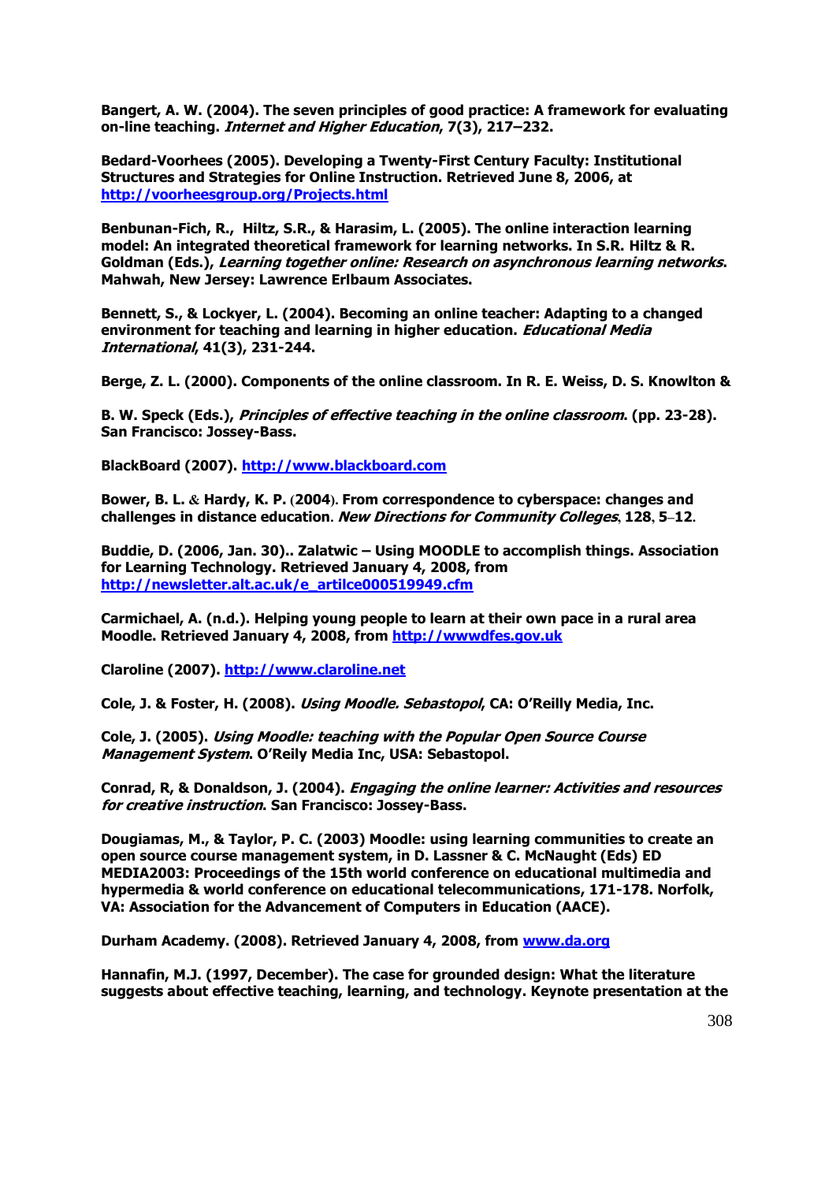**Bangert, A. W. (2004). The seven principles of good practice: A framework for evaluating on-line teaching. *Internet and Higher Education*, 7(3), 217–232.**

**Bedard-Voorhees (2005). Developing a Twenty-First Century Faculty: Institutional Structures and Strategies for Online Instruction. Retrieved June 8, 2006, at http://voorheesgroup.org/Projects.html**

**Benbunan-Fich, R., Hiltz, S.R., & Harasim, L. (2005). The online interaction learning model: An integrated theoretical framework for learning networks. In S.R. Hiltz & R. Goldman (Eds.), *Learning together online: Research on asynchronous learning networks*. Mahwah, New Jersey: Lawrence Erlbaum Associates.**

**Bennett, S., & Lockyer, L. (2004). Becoming an online teacher: Adapting to a changed environment for teaching and learning in higher education. *Educational Media International*, 41(3), 231-244.**

**Berge, Z. L. (2000). Components of the online classroom. In R. E. Weiss, D. S. Knowlton &**

**B. W. Speck (Eds.), *Principles of effective teaching in the online classroom*. (pp. 23-28). San Francisco: Jossey-Bass.**

**BlackBoard (2007). http://www.blackboard.com**

**Bower, B. L. & Hardy, K. P. (2004). From correspondence to cyberspace: changes and challenges in distance education. *New Directions for Community Colleges*, 128, 5–12.**

**Buddie, D. (2006, Jan. 30).. Zalatwic – Using MOODLE to accomplish things. Association for Learning Technology. Retrieved January 4, 2008, from http://newsletter.alt.ac.uk/e_artilce000519949.cfm**

**Carmichael, A. (n.d.). Helping young people to learn at their own pace in a rural area Moodle. Retrieved January 4, 2008, from http://wwwdfes.gov.uk**

**Claroline (2007). http://www.claroline.net**

**Cole, J. & Foster, H. (2008). *Using Moodle. Sebastopol*, CA: O'Reilly Media, Inc.**

**Cole, J. (2005). *Using Moodle: teaching with the Popular Open Source Course Management System*. O'Reily Media Inc, USA: Sebastopol.**

**Conrad, R, & Donaldson, J. (2004). *Engaging the online learner: Activities and resources for creative instruction*. San Francisco: Jossey-Bass.**

**Dougiamas, M., & Taylor, P. C. (2003) Moodle: using learning communities to create an open source course management system, in D. Lassner & C. McNaught (Eds) ED MEDIA2003: Proceedings of the 15th world conference on educational multimedia and hypermedia & world conference on educational telecommunications, 171-178. Norfolk, VA: Association for the Advancement of Computers in Education (AACE).**

**Durham Academy. (2008). Retrieved January 4, 2008, from www.da.org**

**Hannafin, M.J. (1997, December). The case for grounded design: What the literature suggests about effective teaching, learning, and technology. Keynote presentation at the**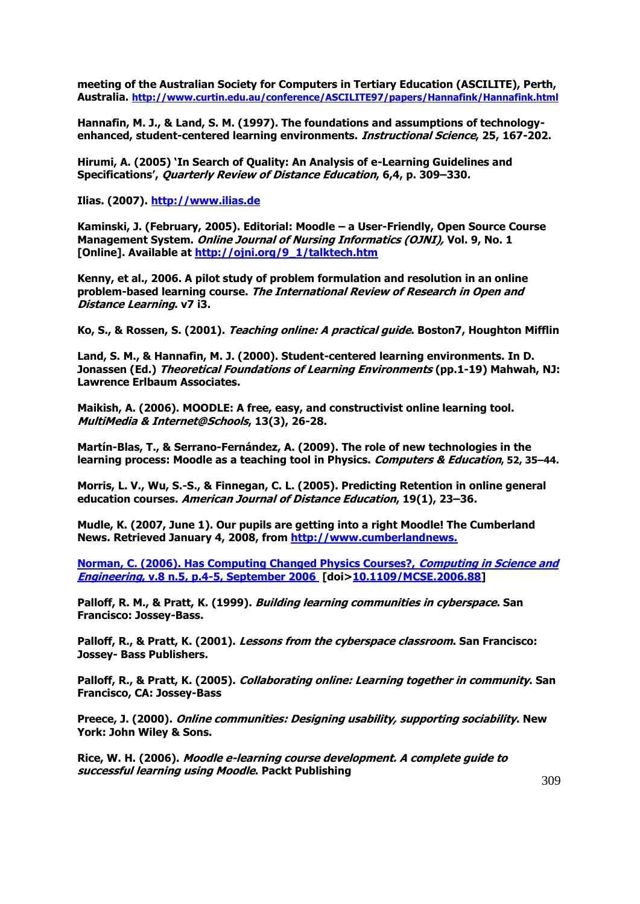**meeting of the Australian Society for Computers in Tertiary Education (ASCILITE), Perth, Australia. [http://www.curtin.edu.au/conference/ASCILITE97/papers/Hannafink/Hannafink.html](http://www.curtin.edu.au/conference/ASCILITE97/papers/Hannafink/Hannafink.html)**

**Hannafin, M. J., & Land, S. M. (1997). The foundations and assumptions of technology-enhanced, student-centered learning environments. *Instructional Science*, 25, 167-202.**

**Hirumi, A. (2005) 'In Search of Quality: An Analysis of e-Learning Guidelines and Specifications', *Quarterly Review of Distance Education*, 6,4, p. 309–330.**

**Ilias. (2007). [http://www.ilias.de](http://www.ilias.de)**

**Kaminski, J. (February, 2005). Editorial: Moodle – a User-Friendly, Open Source Course Management System. *Online Journal of Nursing Informatics (OJNI),* Vol. 9, No. 1 [Online]. Available at [http://ojni.org/9_1/talktech.htm](http://ojni.org/9_1/talktech.htm)**

**Kenny, et al., 2006. A pilot study of problem formulation and resolution in an online problem-based learning course. *The International Review of Research in Open and Distance Learning*. v7 i3.**

**Ko, S., & Rossen, S. (2001). *Teaching online: A practical guide*. Boston7, Houghton Mifflin**

**Land, S. M., & Hannafin, M. J. (2000). Student-centered learning environments. In D. Jonassen (Ed.) *Theoretical Foundations of Learning Environments* (pp.1-19) Mahwah, NJ: Lawrence Erlbaum Associates.**

**Maikish, A. (2006). MOODLE: A free, easy, and constructivist online learning tool. *MultiMedia & Internet@Schools*, 13(3), 26-28.**

**Martín-Blas, T., & Serrano-Fernández, A. (2009). The role of new technologies in the learning process: Moodle as a teaching tool in Physics. *Computers & Education*, 52, 35–44.**

**Morris, L. V., Wu, S.-S., & Finnegan, C. L. (2005). Predicting Retention in online general education courses. *American Journal of Distance Education*, 19(1), 23–36.**

**Mudle, K. (2007, June 1). Our pupils are getting into a right Moodle! The Cumberland News. Retrieved January 4, 2008, from [http://www.cumberlandnews.](http://www.cumberlandnews.)**

**Norman, C. (2006). Has Computing Changed Physics Courses?, *Computing in Science and Engineering*, v.8 n.5, p.4-5, September 2006 [doi>10.1109/MCSE.2006.88]**

**Palloff, R. M., & Pratt, K. (1999). *Building learning communities in cyberspace*. San Francisco: Jossey-Bass.**

**Palloff, R., & Pratt, K. (2001). *Lessons from the cyberspace classroom*. San Francisco: Jossey- Bass Publishers.**

**Palloff, R., & Pratt, K. (2005). *Collaborating online: Learning together in community*. San Francisco, CA: Jossey-Bass**

**Preece, J. (2000). *Online communities: Designing usability, supporting sociability*. New York: John Wiley & Sons.**

**Rice, W. H. (2006). *Moodle e-learning course development. A complete guide to successful learning using Moodle*. Packt Publishing**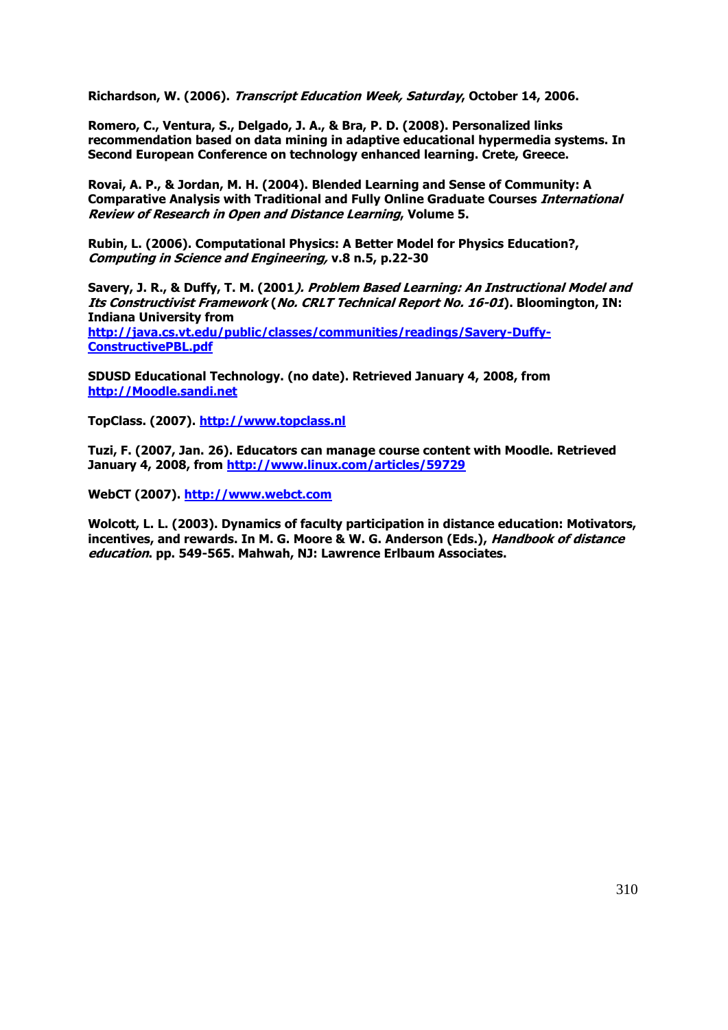**Richardson, W. (2006).** ***Transcript Education Week, Saturday*****, October 14, 2006.**

**Romero, C., Ventura, S., Delgado, J. A., & Bra, P. D. (2008). Personalized links recommendation based on data mining in adaptive educational hypermedia systems. In Second European Conference on technology enhanced learning. Crete, Greece.**

**Rovai, A. P., & Jordan, M. H. (2004). Blended Learning and Sense of Community: A Comparative Analysis with Traditional and Fully Online Graduate Courses** ***International Review of Research in Open and Distance Learning*****, Volume 5.**

**Rubin, L. (2006). Computational Physics: A Better Model for Physics Education?,** ***Computing in Science and Engineering,*** **v.8 n.5, p.22-30**

**Savery, J. R., & Duffy, T. M. (2001*****). Problem Based Learning: An Instructional Model and Its Constructivist Framework*** **(*****No. CRLT Technical Report No. 16-01*****). Bloomington, IN: Indiana University from** **[http://java.cs.vt.edu/public/classes/communities/readings/Savery-Duffy-ConstructivePBL.pdf](http://java.cs.vt.edu/public/classes/communities/readings/Savery-Duffy-ConstructivePBL.pdf)**

**SDUSD Educational Technology. (no date). Retrieved January 4, 2008, from** **[http://Moodle.sandi.net](http://Moodle.sandi.net)**

**TopClass. (2007).** **[http://www.topclass.nl](http://www.topclass.nl)**

**Tuzi, F. (2007, Jan. 26). Educators can manage course content with Moodle. Retrieved January 4, 2008, from** **[http://www.linux.com/articles/59729](http://www.linux.com/articles/59729)**

**WebCT (2007).** **[http://www.webct.com](http://www.webct.com)**

**Wolcott, L. L. (2003). Dynamics of faculty participation in distance education: Motivators, incentives, and rewards. In M. G. Moore & W. G. Anderson (Eds.),** ***Handbook of distance education*****. pp. 549-565. Mahwah, NJ: Lawrence Erlbaum Associates.**